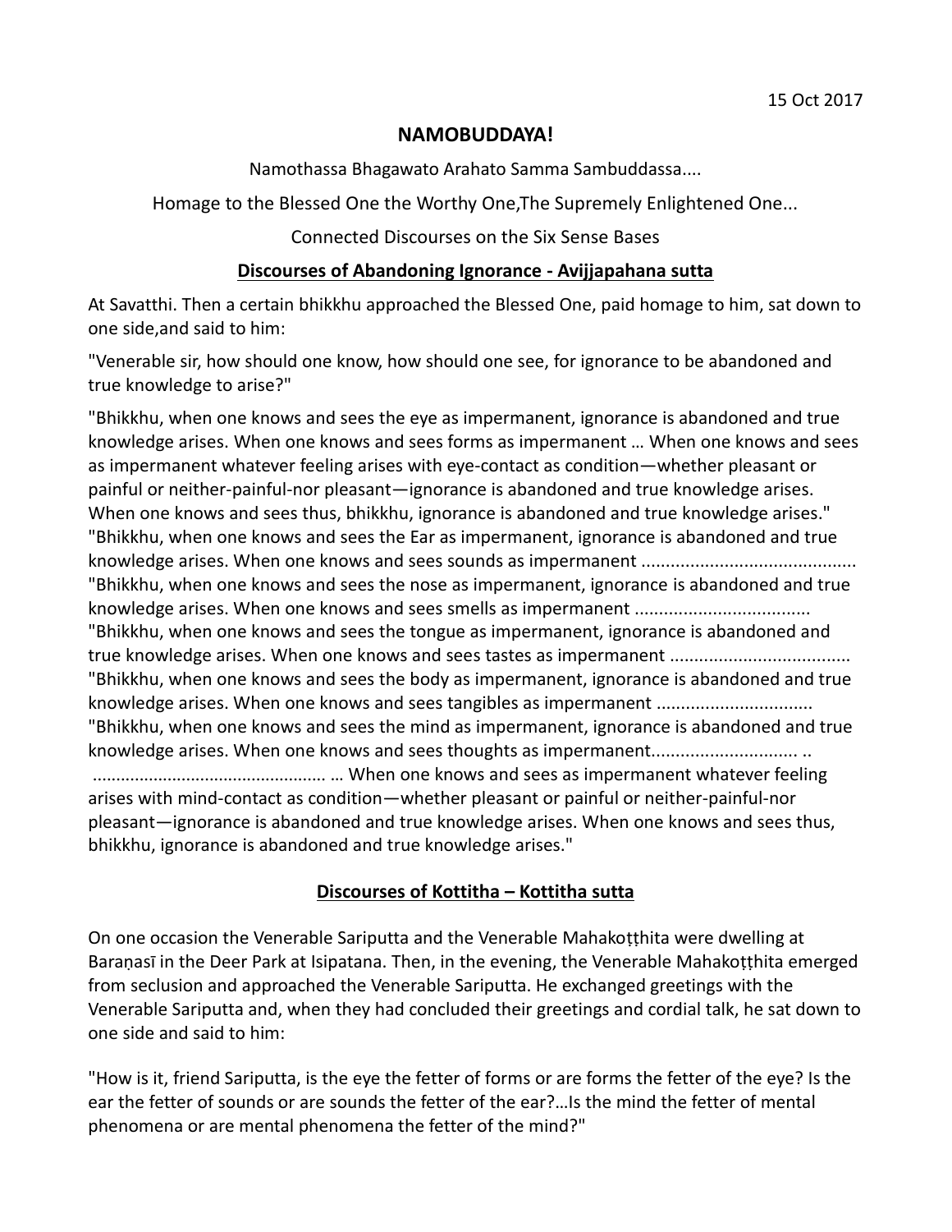15 Oct 2017

**NAMOBUDDAYA!**

Namothassa Bhagawato Arahato Samma Sambuddassa....

Homage to the Blessed One the Worthy One,The Supremely Enlightened One...

Connected Discourses on the Six Sense Bases

**<u>Discourses of Abandoning Ignorance - Avijjapahana sutta</u>**

At Savatthi. Then a certain bhikkhu approached the Blessed One, paid homage to him, sat down to one side,and said to him:

"Venerable sir, how should one know, how should one see, for ignorance to be abandoned and true knowledge to arise?"

"Bhikkhu, when one knows and sees the eye as impermanent, ignorance is abandoned and true knowledge arises. When one knows and sees forms as impermanent … When one knows and sees as impermanent whatever feeling arises with eye-contact as condition—whether pleasant or painful or neither-painful-nor pleasant—ignorance is abandoned and true knowledge arises. When one knows and sees thus, bhikkhu, ignorance is abandoned and true knowledge arises."
"Bhikkhu, when one knows and sees the Ear as impermanent, ignorance is abandoned and true knowledge arises. When one knows and sees sounds as impermanent ...........................................
"Bhikkhu, when one knows and sees the nose as impermanent, ignorance is abandoned and true knowledge arises. When one knows and sees smells as impermanent ...................................
"Bhikkhu, when one knows and sees the tongue as impermanent, ignorance is abandoned and true knowledge arises. When one knows and sees tastes as impermanent ....................................
"Bhikkhu, when one knows and sees the body as impermanent, ignorance is abandoned and true knowledge arises. When one knows and sees tangibles as impermanent ...............................
"Bhikkhu, when one knows and sees the mind as impermanent, ignorance is abandoned and true knowledge arises. When one knows and sees thoughts as impermanent............................. ..
................................................ … When one knows and sees as impermanent whatever feeling arises with mind-contact as condition—whether pleasant or painful or neither-painful-nor pleasant—ignorance is abandoned and true knowledge arises. When one knows and sees thus, bhikkhu, ignorance is abandoned and true knowledge arises."

**<u>Discourses of Kottitha – Kottitha sutta</u>**

On one occasion the Venerable Sariputta and the Venerable Mahakoṭṭhita were dwelling at Baraṇasī in the Deer Park at Isipatana. Then, in the evening, the Venerable Mahakoṭṭhita emerged from seclusion and approached the Venerable Sariputta. He exchanged greetings with the Venerable Sariputta and, when they had concluded their greetings and cordial talk, he sat down to one side and said to him:

"How is it, friend Sariputta, is the eye the fetter of forms or are forms the fetter of the eye? Is the ear the fetter of sounds or are sounds the fetter of the ear?…Is the mind the fetter of mental phenomena or are mental phenomena the fetter of the mind?"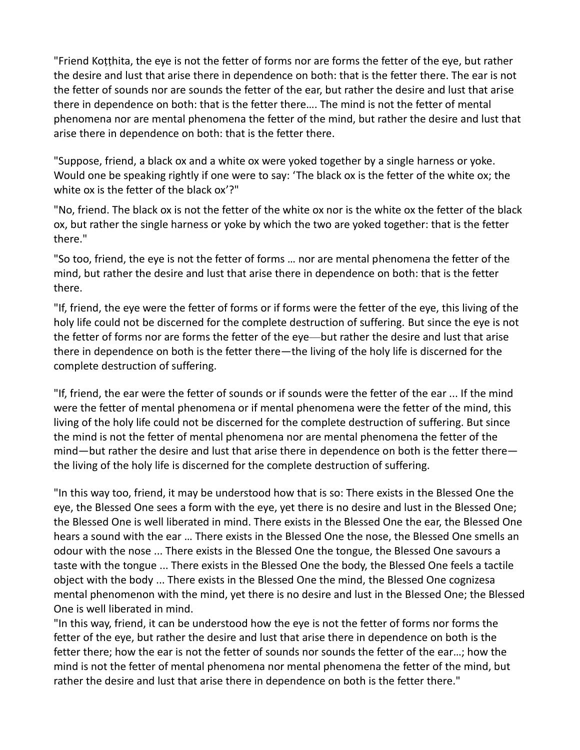"Friend Koṭṭhita, the eye is not the fetter of forms nor are forms the fetter of the eye, but rather the desire and lust that arise there in dependence on both: that is the fetter there. The ear is not the fetter of sounds nor are sounds the fetter of the ear, but rather the desire and lust that arise there in dependence on both: that is the fetter there…. The mind is not the fetter of mental phenomena nor are mental phenomena the fetter of the mind, but rather the desire and lust that arise there in dependence on both: that is the fetter there.

"Suppose, friend, a black ox and a white ox were yoked together by a single harness or yoke. Would one be speaking rightly if one were to say: 'The black ox is the fetter of the white ox; the white ox is the fetter of the black ox'?"

"No, friend. The black ox is not the fetter of the white ox nor is the white ox the fetter of the black ox, but rather the single harness or yoke by which the two are yoked together: that is the fetter there."

"So too, friend, the eye is not the fetter of forms … nor are mental phenomena the fetter of the mind, but rather the desire and lust that arise there in dependence on both: that is the fetter there.

"If, friend, the eye were the fetter of forms or if forms were the fetter of the eye, this living of the holy life could not be discerned for the complete destruction of suffering. But since the eye is not the fetter of forms nor are forms the fetter of the eye—but rather the desire and lust that arise there in dependence on both is the fetter there—the living of the holy life is discerned for the complete destruction of suffering.

"If, friend, the ear were the fetter of sounds or if sounds were the fetter of the ear ... If the mind were the fetter of mental phenomena or if mental phenomena were the fetter of the mind, this living of the holy life could not be discerned for the complete destruction of suffering. But since the mind is not the fetter of mental phenomena nor are mental phenomena the fetter of the mind—but rather the desire and lust that arise there in dependence on both is the fetter there—the living of the holy life is discerned for the complete destruction of suffering.

"In this way too, friend, it may be understood how that is so: There exists in the Blessed One the eye, the Blessed One sees a form with the eye, yet there is no desire and lust in the Blessed One; the Blessed One is well liberated in mind. There exists in the Blessed One the ear, the Blessed One hears a sound with the ear … There exists in the Blessed One the nose, the Blessed One smells an odour with the nose ... There exists in the Blessed One the tongue, the Blessed One savours a taste with the tongue ... There exists in the Blessed One the body, the Blessed One feels a tactile object with the body ... There exists in the Blessed One the mind, the Blessed One cognizesa mental phenomenon with the mind, yet there is no desire and lust in the Blessed One; the Blessed One is well liberated in mind.

"In this way, friend, it can be understood how the eye is not the fetter of forms nor forms the fetter of the eye, but rather the desire and lust that arise there in dependence on both is the fetter there; how the ear is not the fetter of sounds nor sounds the fetter of the ear…; how the mind is not the fetter of mental phenomena nor mental phenomena the fetter of the mind, but rather the desire and lust that arise there in dependence on both is the fetter there."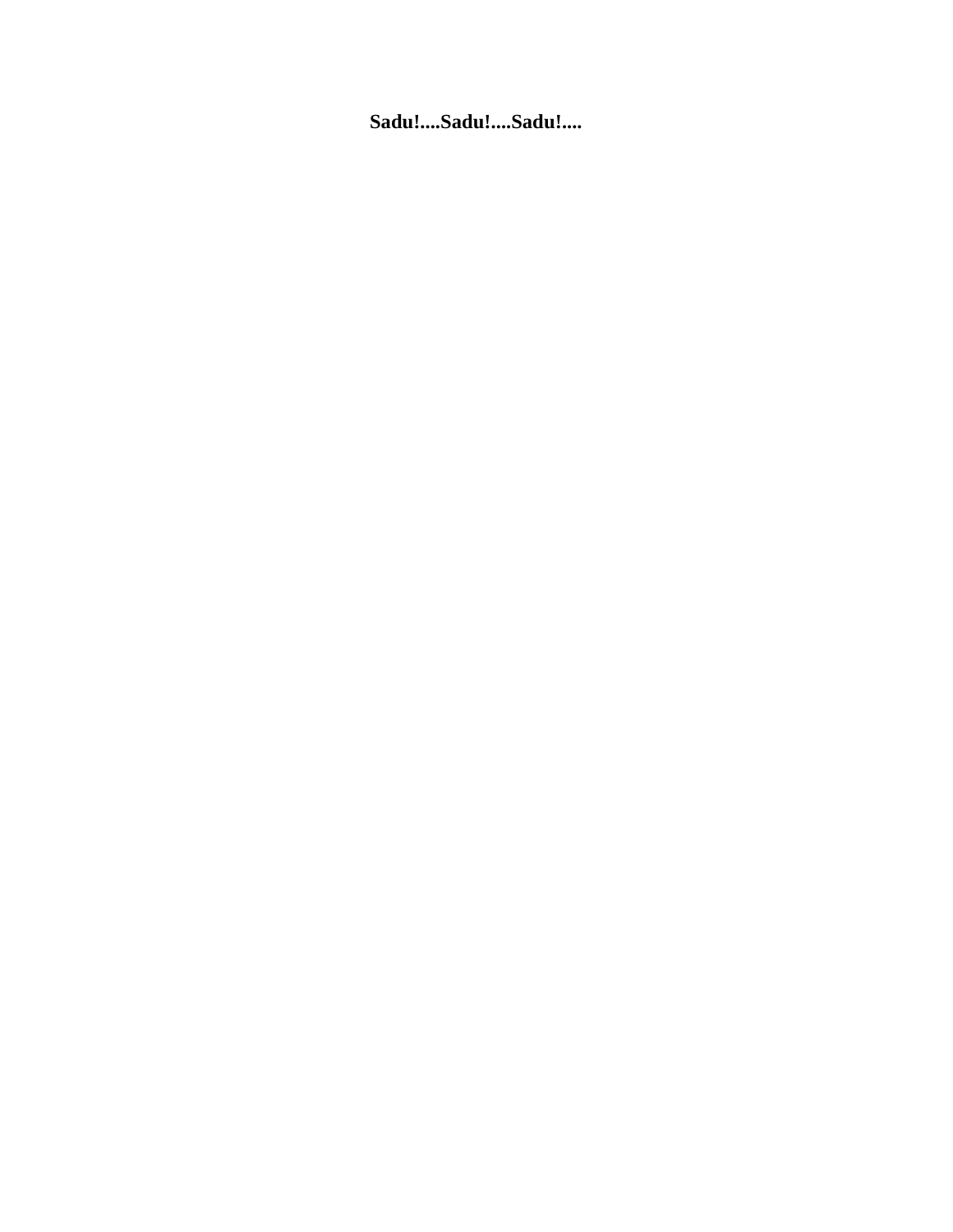**Sadu!....Sadu!....Sadu!....**